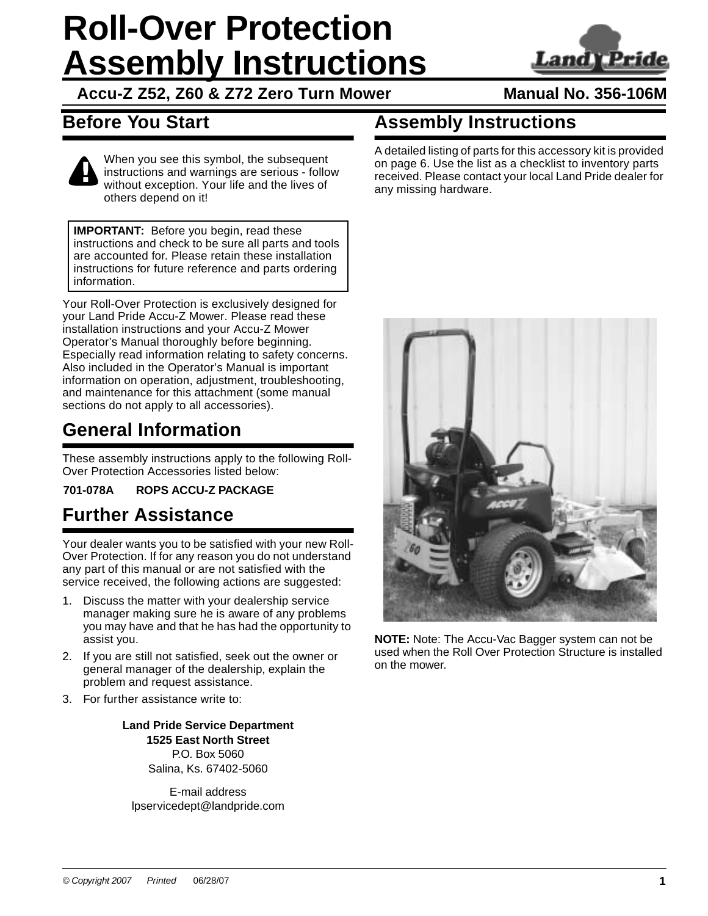# Roll-Over Protection Assembly Instructions

**Accu-Z Z52, Z60 & Z72 Zero Turn Mower** **Manual No. 356-106M**

## Before You Start

When you see this symbol, the subsequent instructions and warnings are serious - follow without exception. Your life and the lives of others depend on it!

> **IMPORTANT:** Before you begin, read these instructions and check to be sure all parts and tools are accounted for. Please retain these installation instructions for future reference and parts ordering information.

Your Roll-Over Protection is exclusively designed for your Land Pride Accu-Z Mower. Please read these installation instructions and your Accu-Z Mower Operator's Manual thoroughly before beginning. Especially read information relating to safety concerns. Also included in the Operator's Manual is important information on operation, adjustment, troubleshooting, and maintenance for this attachment (some manual sections do not apply to all accessories).

## General Information

These assembly instructions apply to the following Roll-Over Protection Accessories listed below:

**701-078A ROPS ACCU-Z PACKAGE**

## Further Assistance

Your dealer wants you to be satisfied with your new Roll-Over Protection. If for any reason you do not understand any part of this manual or are not satisfied with the service received, the following actions are suggested:

1. Discuss the matter with your dealership service manager making sure he is aware of any problems you may have and that he has had the opportunity to assist you.
2. If you are still not satisfied, seek out the owner or general manager of the dealership, explain the problem and request assistance.
3. For further assistance write to:

**Land Pride Service Department**
**1525 East North Street**
P.O. Box 5060
Salina, Ks. 67402-5060

E-mail address
lpservicedept@landpride.com

## Assembly Instructions

A detailed listing of parts for this accessory kit is provided on page 6. Use the list as a checklist to inventory parts received. Please contact your local Land Pride dealer for any missing hardware.

**NOTE:** Note: The Accu-Vac Bagger system can not be used when the Roll Over Protection Structure is installed on the mower.

© Copyright 2007 Printed 06/28/07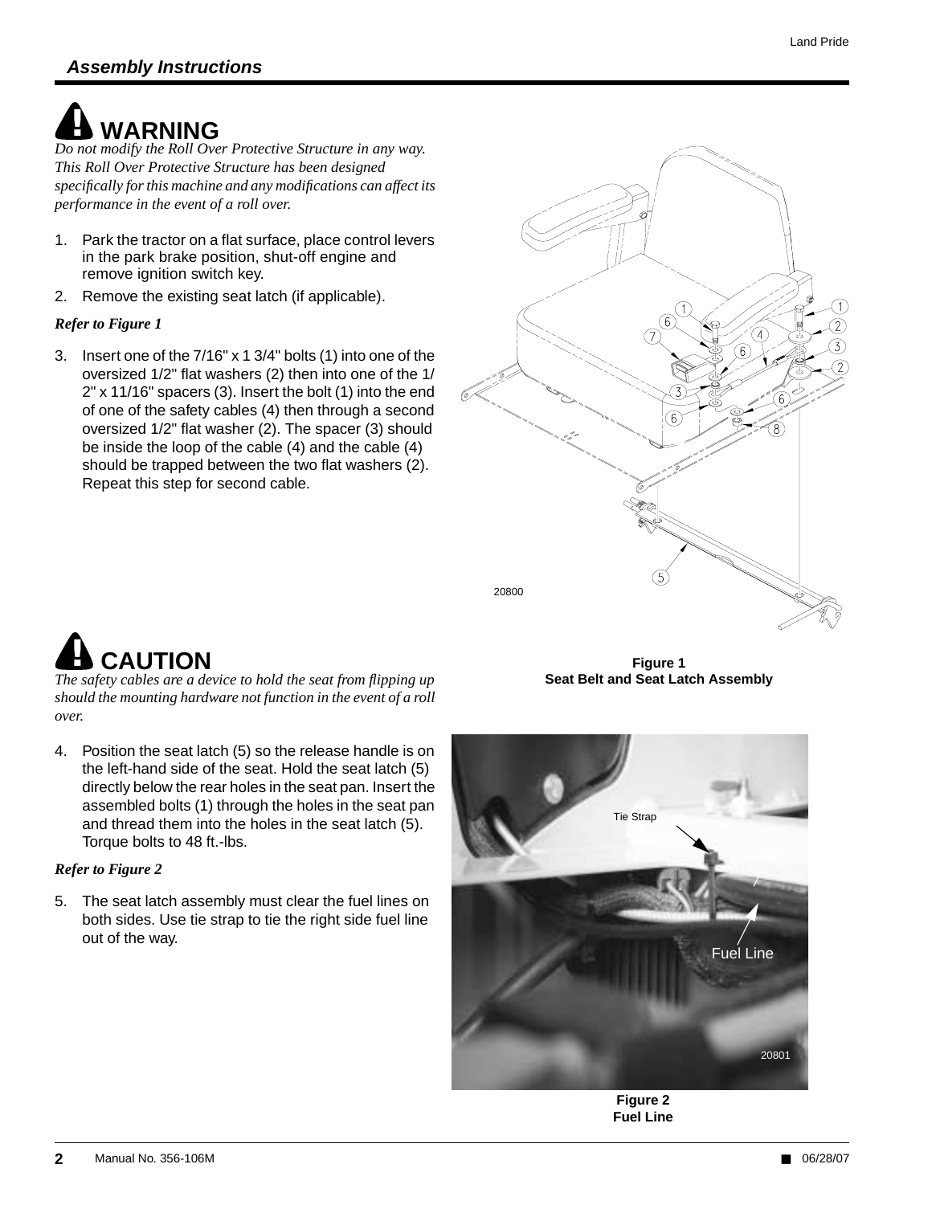## Assembly Instructions

### WARNING

*Do not modify the Roll Over Protective Structure in any way. This Roll Over Protective Structure has been designed specifically for this machine and any modifications can affect its performance in the event of a roll over.*

1. Park the tractor on a flat surface, place control levers in the park brake position, shut-off engine and remove ignition switch key.
2. Remove the existing seat latch (if applicable).

*Refer to Figure 1*

3. Insert one of the 7/16" x 1 3/4" bolts (1) into one of the oversized 1/2" flat washers (2) then into one of the 1/2" x 11/16" spacers (3). Insert the bolt (1) into the end of one of the safety cables (4) then through a second oversized 1/2" flat washer (2). The spacer (3) should be inside the loop of the cable (4) and the cable (4) should be trapped between the two flat washers (2). Repeat this step for second cable.

20800

**Figure 1**
**Seat Belt and Seat Latch Assembly**

### CAUTION

*The safety cables are a device to hold the seat from flipping up should the mounting hardware not function in the event of a roll over.*

4. Position the seat latch (5) so the release handle is on the left-hand side of the seat. Hold the seat latch (5) directly below the rear holes in the seat pan. Insert the assembled bolts (1) through the holes in the seat pan and thread them into the holes in the seat latch (5). Torque bolts to 48 ft.-lbs.

*Refer to Figure 2*

5. The seat latch assembly must clear the fuel lines on both sides. Use tie strap to tie the right side fuel line out of the way.

Tie Strap

Fuel Line

20801

**Figure 2**
**Fuel Line**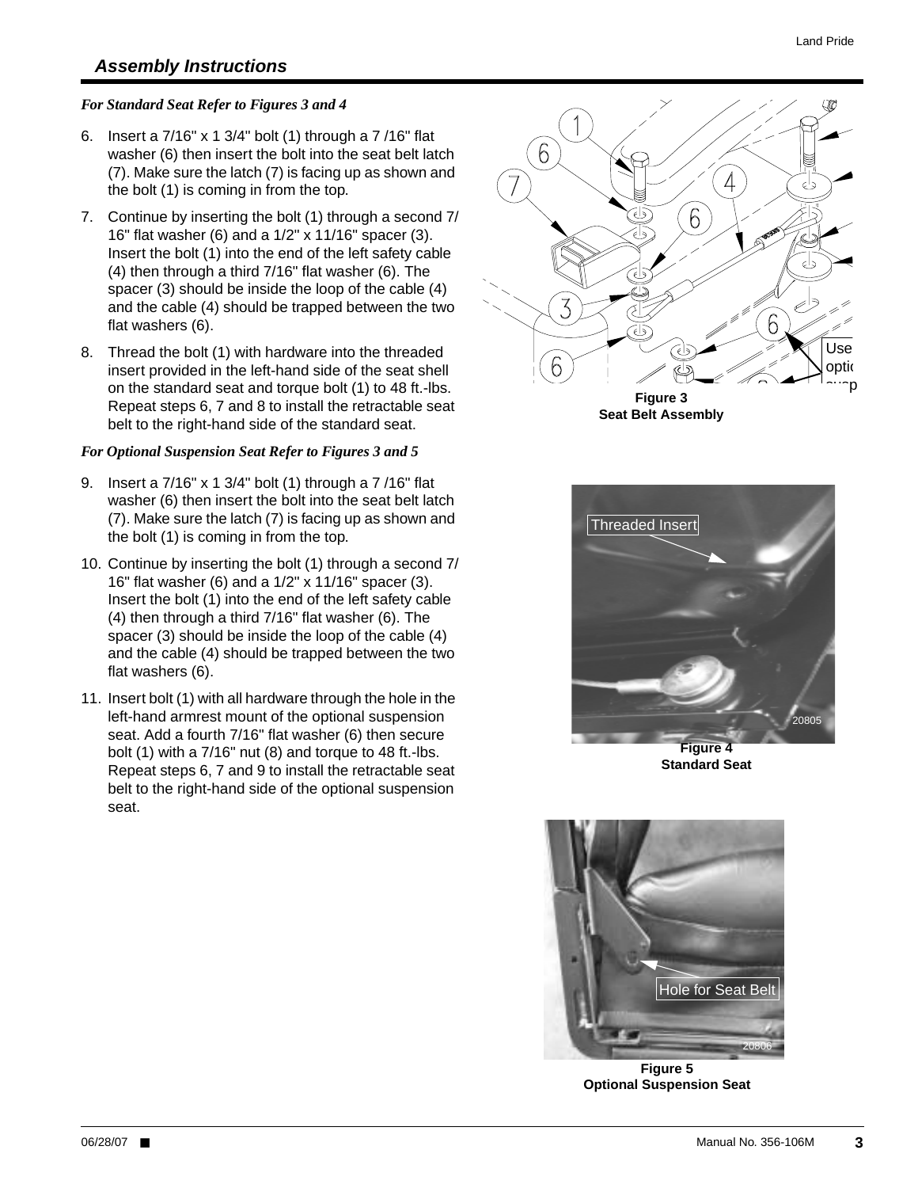## Assembly Instructions

***For Standard Seat Refer to Figures 3 and 4***

6. Insert a 7/16" x 1 3/4" bolt (1) through a 7 /16" flat washer (6) then insert the bolt into the seat belt latch (7). Make sure the latch (7) is facing up as shown and the bolt (1) is coming in from the top.
7. Continue by inserting the bolt (1) through a second 7/16" flat washer (6) and a 1/2" x 11/16" spacer (3). Insert the bolt (1) into the end of the left safety cable (4) then through a third 7/16" flat washer (6). The spacer (3) should be inside the loop of the cable (4) and the cable (4) should be trapped between the two flat washers (6).
8. Thread the bolt (1) with hardware into the threaded insert provided in the left-hand side of the seat shell on the standard seat and torque bolt (1) to 48 ft.-lbs. Repeat steps 6, 7 and 8 to install the retractable seat belt to the right-hand side of the standard seat.

***For Optional Suspension Seat Refer to Figures 3 and 5***

9. Insert a 7/16" x 1 3/4" bolt (1) through a 7 /16" flat washer (6) then insert the bolt into the seat belt latch (7). Make sure the latch (7) is facing up as shown and the bolt (1) is coming in from the top.
10. Continue by inserting the bolt (1) through a second 7/16" flat washer (6) and a 1/2" x 11/16" spacer (3). Insert the bolt (1) into the end of the left safety cable (4) then through a third 7/16" flat washer (6). The spacer (3) should be inside the loop of the cable (4) and the cable (4) should be trapped between the two flat washers (6).
11. Insert bolt (1) with all hardware through the hole in the left-hand armrest mount of the optional suspension seat. Add a fourth 7/16" flat washer (6) then secure bolt (1) with a 7/16" nut (8) and torque to 48 ft.-lbs. Repeat steps 6, 7 and 9 to install the retractable seat belt to the right-hand side of the optional suspension seat.

**Figure 3**
**Seat Belt Assembly**

**Figure 4**
**Standard Seat**

**Figure 5**
**Optional Suspension Seat**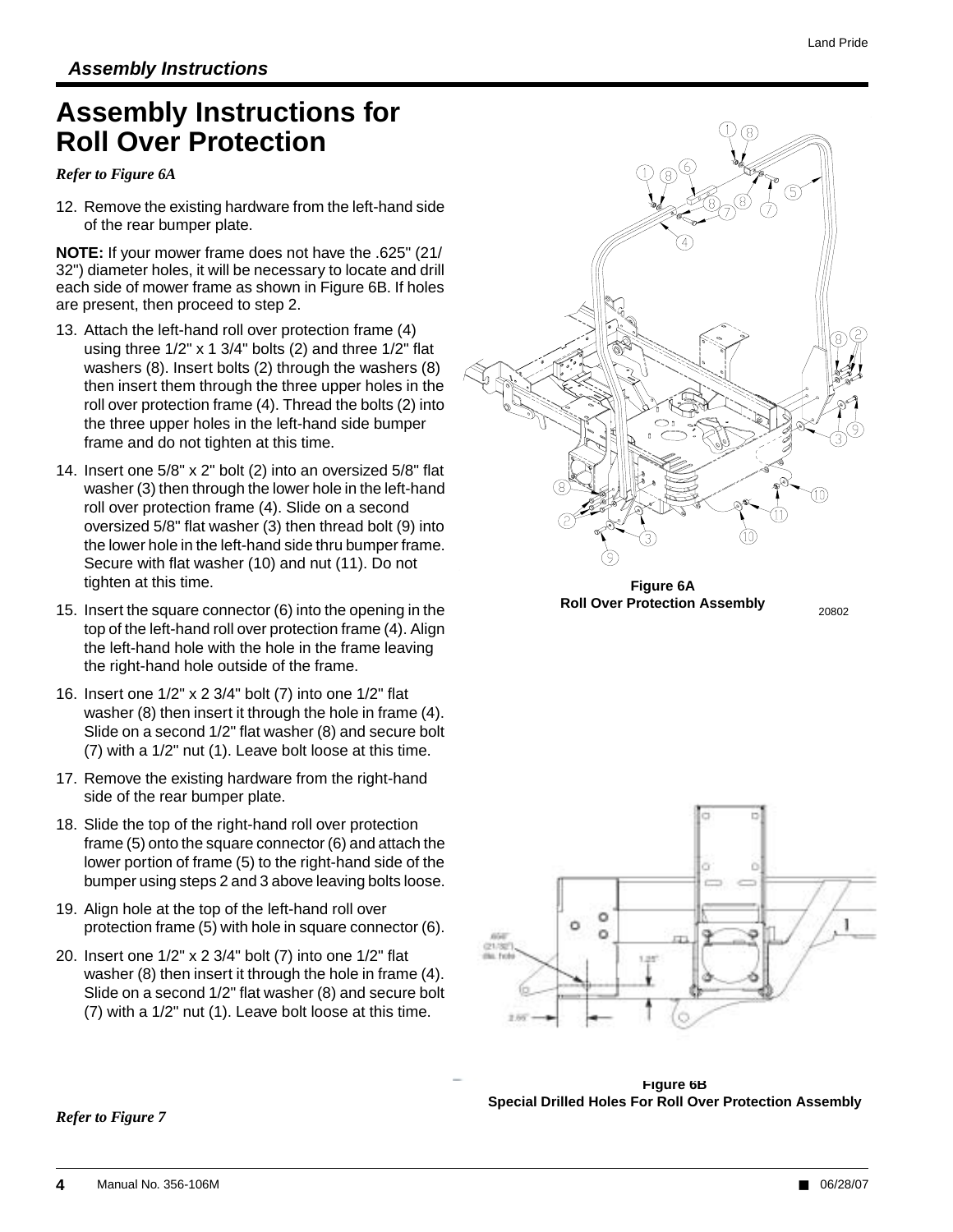## Assembly Instructions

# Assembly Instructions for Roll Over Protection

*Refer to Figure 6A*

12. Remove the existing hardware from the left-hand side of the rear bumper plate.

**NOTE:** If your mower frame does not have the .625" (21/32") diameter holes, it will be necessary to locate and drill each side of mower frame as shown in Figure 6B. If holes are present, then proceed to step 2.

13. Attach the left-hand roll over protection frame (4) using three 1/2" x 1 3/4" bolts (2) and three 1/2" flat washers (8). Insert bolts (2) through the washers (8) then insert them through the three upper holes in the roll over protection frame (4). Thread the bolts (2) into the three upper holes in the left-hand side bumper frame and do not tighten at this time.
14. Insert one 5/8" x 2" bolt (2) into an oversized 5/8" flat washer (3) then through the lower hole in the left-hand roll over protection frame (4). Slide on a second oversized 5/8" flat washer (3) then thread bolt (9) into the lower hole in the left-hand side thru bumper frame. Secure with flat washer (10) and nut (11). Do not tighten at this time.
15. Insert the square connector (6) into the opening in the top of the left-hand roll over protection frame (4). Align the left-hand hole with the hole in the frame leaving the right-hand hole outside of the frame.
16. Insert one 1/2" x 2 3/4" bolt (7) into one 1/2" flat washer (8) then insert it through the hole in frame (4). Slide on a second 1/2" flat washer (8) and secure bolt (7) with a 1/2" nut (1). Leave bolt loose at this time.
17. Remove the existing hardware from the right-hand side of the rear bumper plate.
18. Slide the top of the right-hand roll over protection frame (5) onto the square connector (6) and attach the lower portion of frame (5) to the right-hand side of the bumper using steps 2 and 3 above leaving bolts loose.
19. Align hole at the top of the left-hand roll over protection frame (5) with hole in square connector (6).
20. Insert one 1/2" x 2 3/4" bolt (7) into one 1/2" flat washer (8) then insert it through the hole in frame (4). Slide on a second 1/2" flat washer (8) and secure bolt (7) with a 1/2" nut (1). Leave bolt loose at this time.

**Figure 6A**
**Roll Over Protection Assembly**

20802

**Figure 6B**
**Special Drilled Holes For Roll Over Protection Assembly**

*Refer to Figure 7*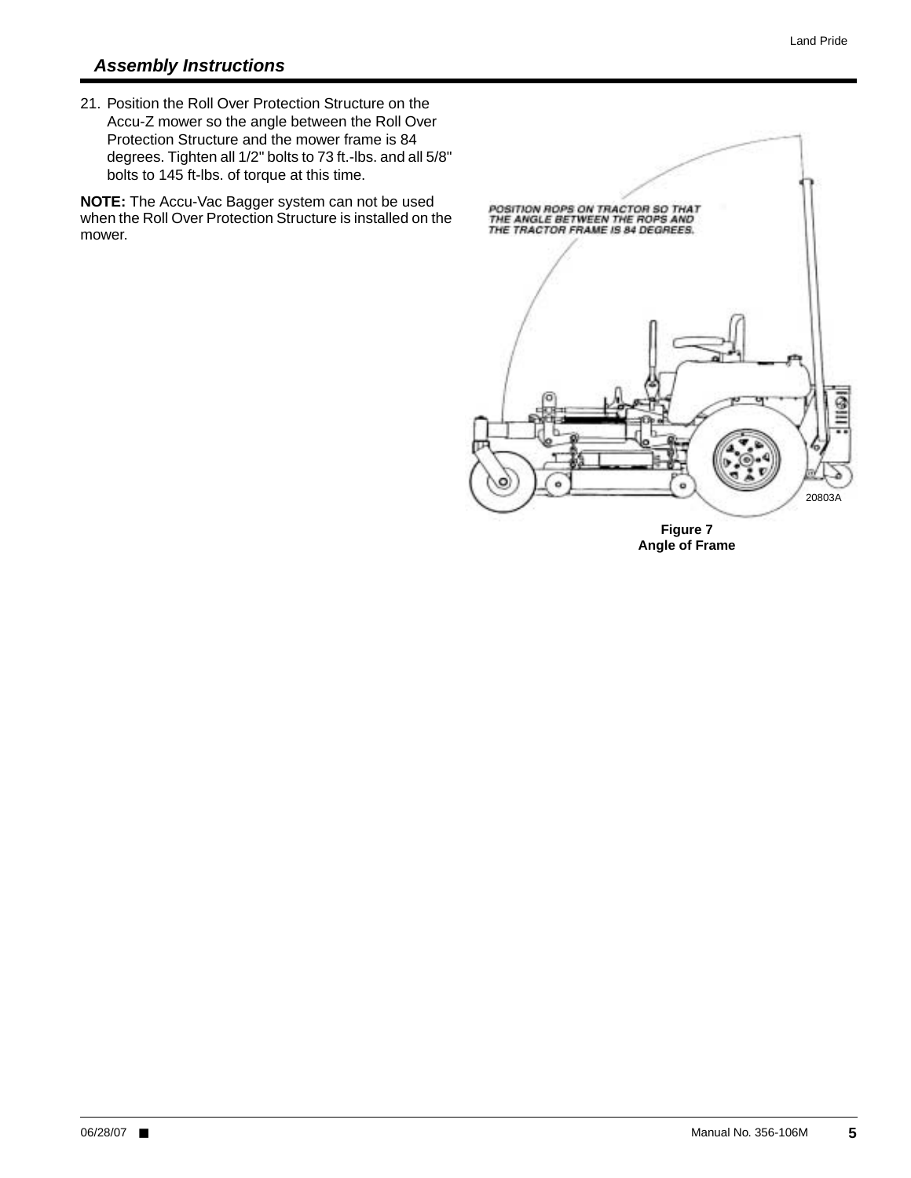## *Assembly Instructions*

21. Position the Roll Over Protection Structure on the Accu-Z mower so the angle between the Roll Over Protection Structure and the mower frame is 84 degrees. Tighten all 1/2" bolts to 73 ft.-lbs. and all 5/8" bolts to 145 ft-lbs. of torque at this time.

**NOTE:** The Accu-Vac Bagger system can not be used when the Roll Over Protection Structure is installed on the mower.

**Figure 7**
**Angle of Frame**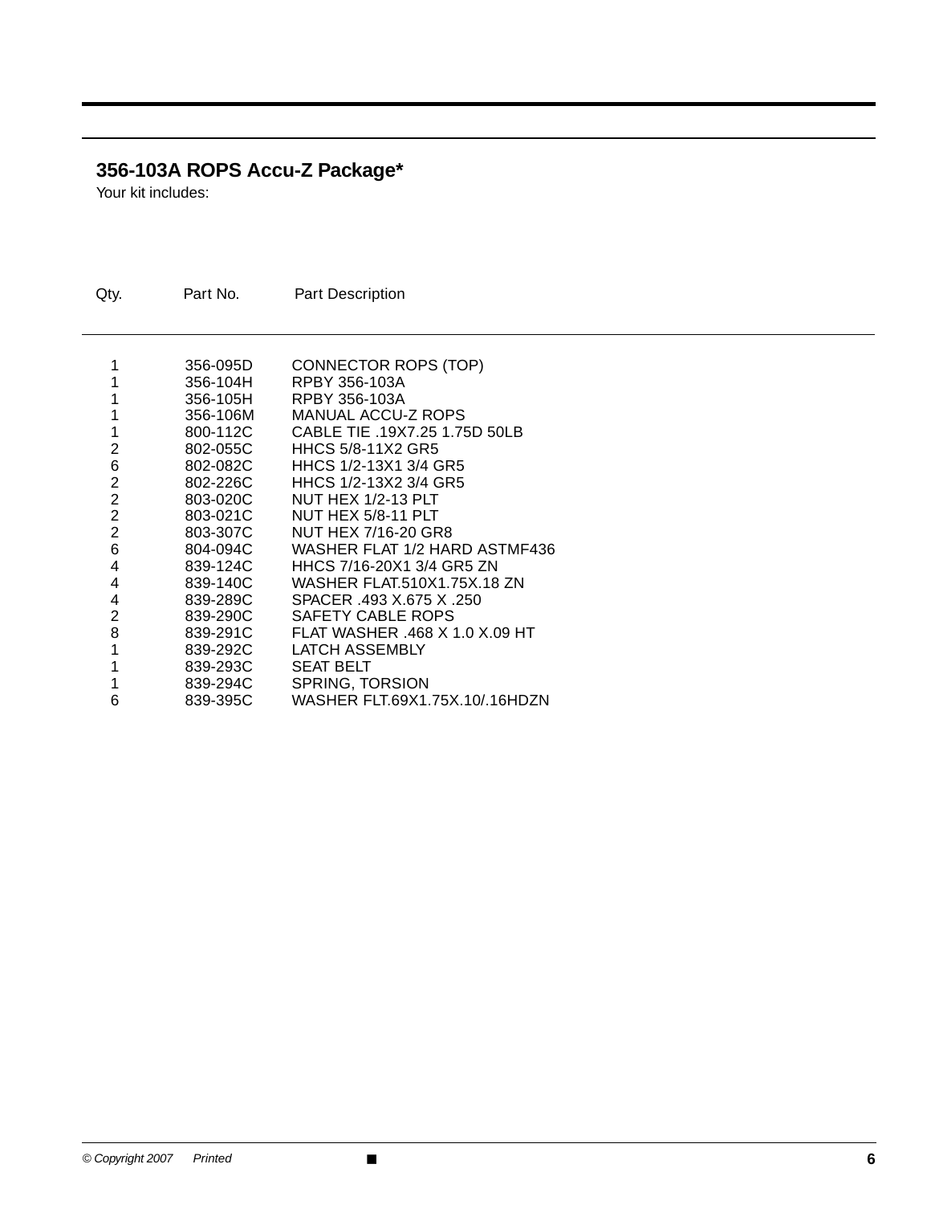## 356-103A ROPS Accu-Z Package*

Your kit includes:

| Qty. | Part No. | Part Description |
| --- | --- | --- |
| 1 | 356-095D | CONNECTOR ROPS (TOP) |
| 1 | 356-104H | RPBY 356-103A |
| 1 | 356-105H | RPBY 356-103A |
| 1 | 356-106M | MANUAL ACCU-Z ROPS |
| 1 | 800-112C | CABLE TIE .19X7.25 1.75D 50LB |
| 2 | 802-055C | HHCS 5/8-11X2 GR5 |
| 6 | 802-082C | HHCS 1/2-13X1 3/4 GR5 |
| 2 | 802-226C | HHCS 1/2-13X2 3/4 GR5 |
| 2 | 803-020C | NUT HEX 1/2-13 PLT |
| 2 | 803-021C | NUT HEX 5/8-11 PLT |
| 2 | 803-307C | NUT HEX 7/16-20 GR8 |
| 6 | 804-094C | WASHER FLAT 1/2 HARD ASTMF436 |
| 4 | 839-124C | HHCS 7/16-20X1 3/4 GR5 ZN |
| 4 | 839-140C | WASHER FLAT.510X1.75X.18 ZN |
| 4 | 839-289C | SPACER .493 X.675 X .250 |
| 2 | 839-290C | SAFETY CABLE ROPS |
| 8 | 839-291C | FLAT WASHER .468 X 1.0 X.09 HT |
| 1 | 839-292C | LATCH ASSEMBLY |
| 1 | 839-293C | SEAT BELT |
| 1 | 839-294C | SPRING, TORSION |
| 6 | 839-395C | WASHER FLT.69X1.75X.10/.16HDZN |